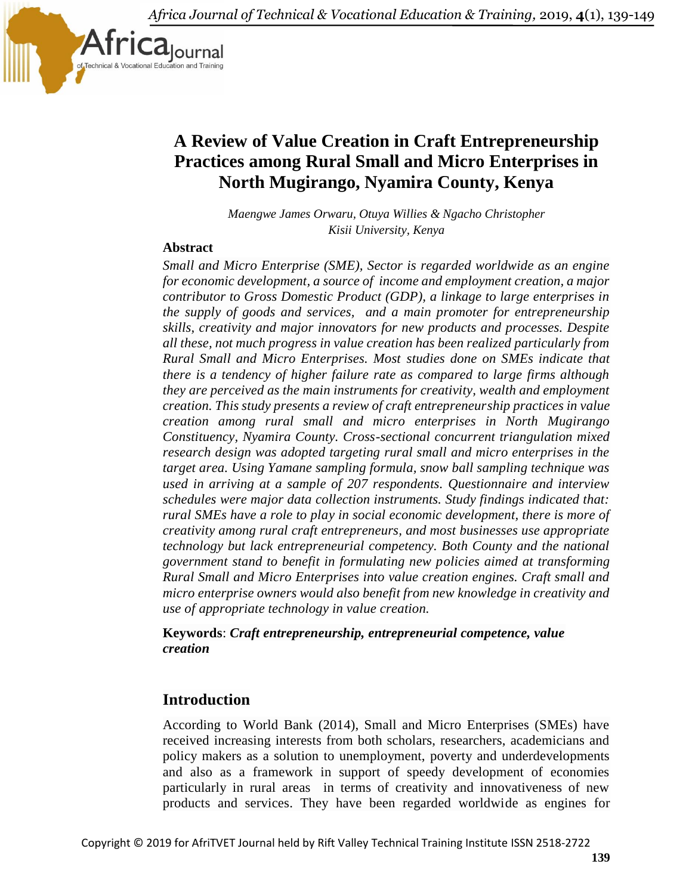# A Review of Value Creation in Craft Entrepreneurship Practices among Rural Small and Micro Enterprises in North Mugirango, Nyamira County, Kenya

*Maengwe James Orwaru, Otuya Willies & Ngacho Christopher*
*Kisii University, Kenya*

### Abstract

*Small and Micro Enterprise (SME), Sector is regarded worldwide as an engine for economic development, a source of income and employment creation, a major contributor to Gross Domestic Product (GDP), a linkage to large enterprises in the supply of goods and services, and a main promoter for entrepreneurship skills, creativity and major innovators for new products and processes. Despite all these, not much progress in value creation has been realized particularly from Rural Small and Micro Enterprises. Most studies done on SMEs indicate that there is a tendency of higher failure rate as compared to large firms although they are perceived as the main instruments for creativity, wealth and employment creation. This study presents a review of craft entrepreneurship practices in value creation among rural small and micro enterprises in North Mugirango Constituency, Nyamira County. Cross-sectional concurrent triangulation mixed research design was adopted targeting rural small and micro enterprises in the target area. Using Yamane sampling formula, snow ball sampling technique was used in arriving at a sample of 207 respondents. Questionnaire and interview schedules were major data collection instruments. Study findings indicated that: rural SMEs have a role to play in social economic development, there is more of creativity among rural craft entrepreneurs, and most businesses use appropriate technology but lack entrepreneurial competency. Both County and the national government stand to benefit in formulating new policies aimed at transforming Rural Small and Micro Enterprises into value creation engines. Craft small and micro enterprise owners would also benefit from new knowledge in creativity and use of appropriate technology in value creation.*

**Keywords**: ***Craft entrepreneurship, entrepreneurial competence, value creation***

## Introduction

According to World Bank (2014), Small and Micro Enterprises (SMEs) have received increasing interests from both scholars, researchers, academicians and policy makers as a solution to unemployment, poverty and underdevelopments and also as a framework in support of speedy development of economies particularly in rural areas in terms of creativity and innovativeness of new products and services. They have been regarded worldwide as engines for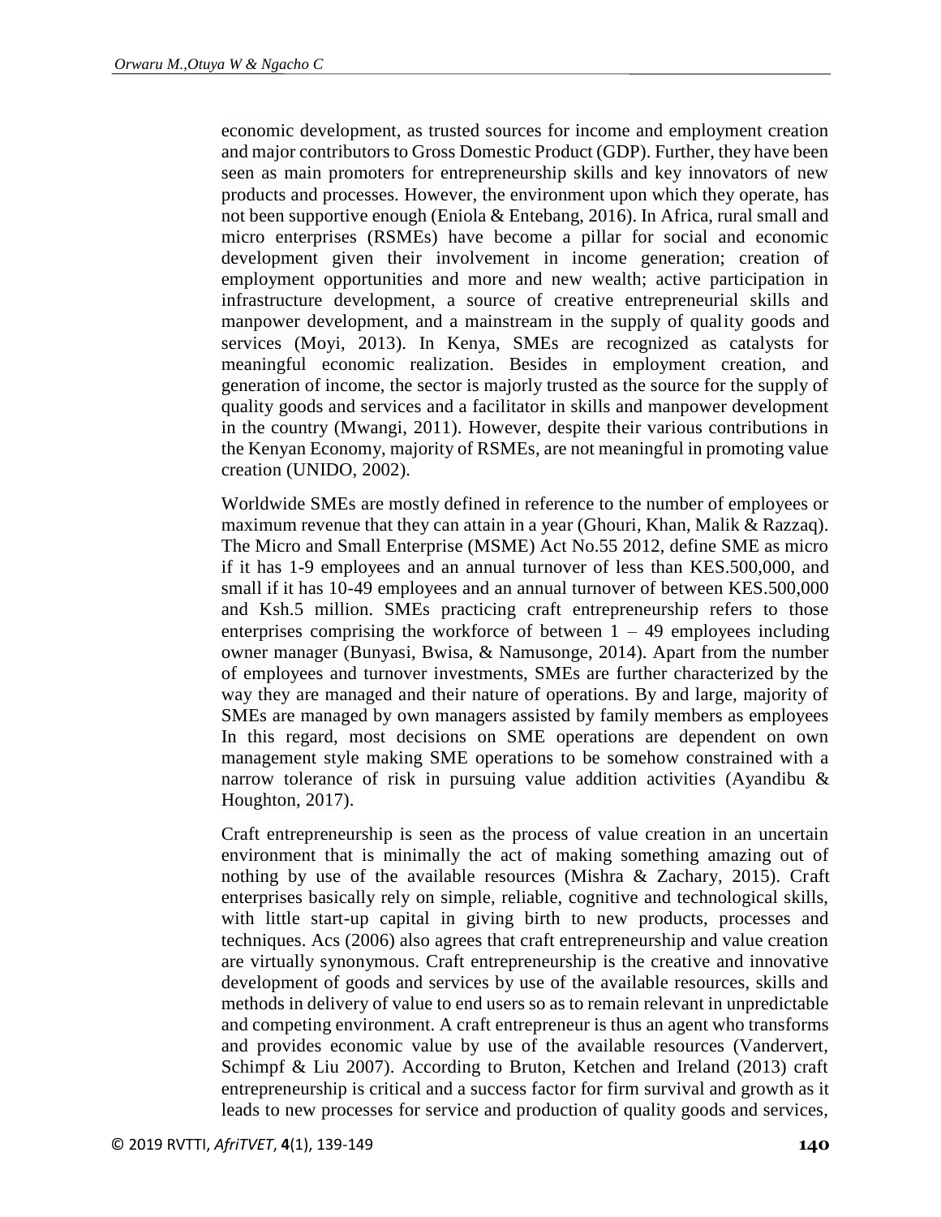economic development, as trusted sources for income and employment creation and major contributors to Gross Domestic Product (GDP). Further, they have been seen as main promoters for entrepreneurship skills and key innovators of new products and processes. However, the environment upon which they operate, has not been supportive enough (Eniola & Entebang, 2016). In Africa, rural small and micro enterprises (RSMEs) have become a pillar for social and economic development given their involvement in income generation; creation of employment opportunities and more and new wealth; active participation in infrastructure development, a source of creative entrepreneurial skills and manpower development, and a mainstream in the supply of quality goods and services (Moyi, 2013). In Kenya, SMEs are recognized as catalysts for meaningful economic realization. Besides in employment creation, and generation of income, the sector is majorly trusted as the source for the supply of quality goods and services and a facilitator in skills and manpower development in the country (Mwangi, 2011). However, despite their various contributions in the Kenyan Economy, majority of RSMEs, are not meaningful in promoting value creation (UNIDO, 2002).

Worldwide SMEs are mostly defined in reference to the number of employees or maximum revenue that they can attain in a year (Ghouri, Khan, Malik & Razzaq). The Micro and Small Enterprise (MSME) Act No.55 2012, define SME as micro if it has 1-9 employees and an annual turnover of less than KES.500,000, and small if it has 10-49 employees and an annual turnover of between KES.500,000 and Ksh.5 million. SMEs practicing craft entrepreneurship refers to those enterprises comprising the workforce of between 1 – 49 employees including owner manager (Bunyasi, Bwisa, & Namusonge, 2014). Apart from the number of employees and turnover investments, SMEs are further characterized by the way they are managed and their nature of operations. By and large, majority of SMEs are managed by own managers assisted by family members as employees In this regard, most decisions on SME operations are dependent on own management style making SME operations to be somehow constrained with a narrow tolerance of risk in pursuing value addition activities (Ayandibu & Houghton, 2017).

Craft entrepreneurship is seen as the process of value creation in an uncertain environment that is minimally the act of making something amazing out of nothing by use of the available resources (Mishra & Zachary, 2015). Craft enterprises basically rely on simple, reliable, cognitive and technological skills, with little start-up capital in giving birth to new products, processes and techniques. Acs (2006) also agrees that craft entrepreneurship and value creation are virtually synonymous. Craft entrepreneurship is the creative and innovative development of goods and services by use of the available resources, skills and methods in delivery of value to end users so as to remain relevant in unpredictable and competing environment. A craft entrepreneur is thus an agent who transforms and provides economic value by use of the available resources (Vandervert, Schimpf & Liu 2007). According to Bruton, Ketchen and Ireland (2013) craft entrepreneurship is critical and a success factor for firm survival and growth as it leads to new processes for service and production of quality goods and services,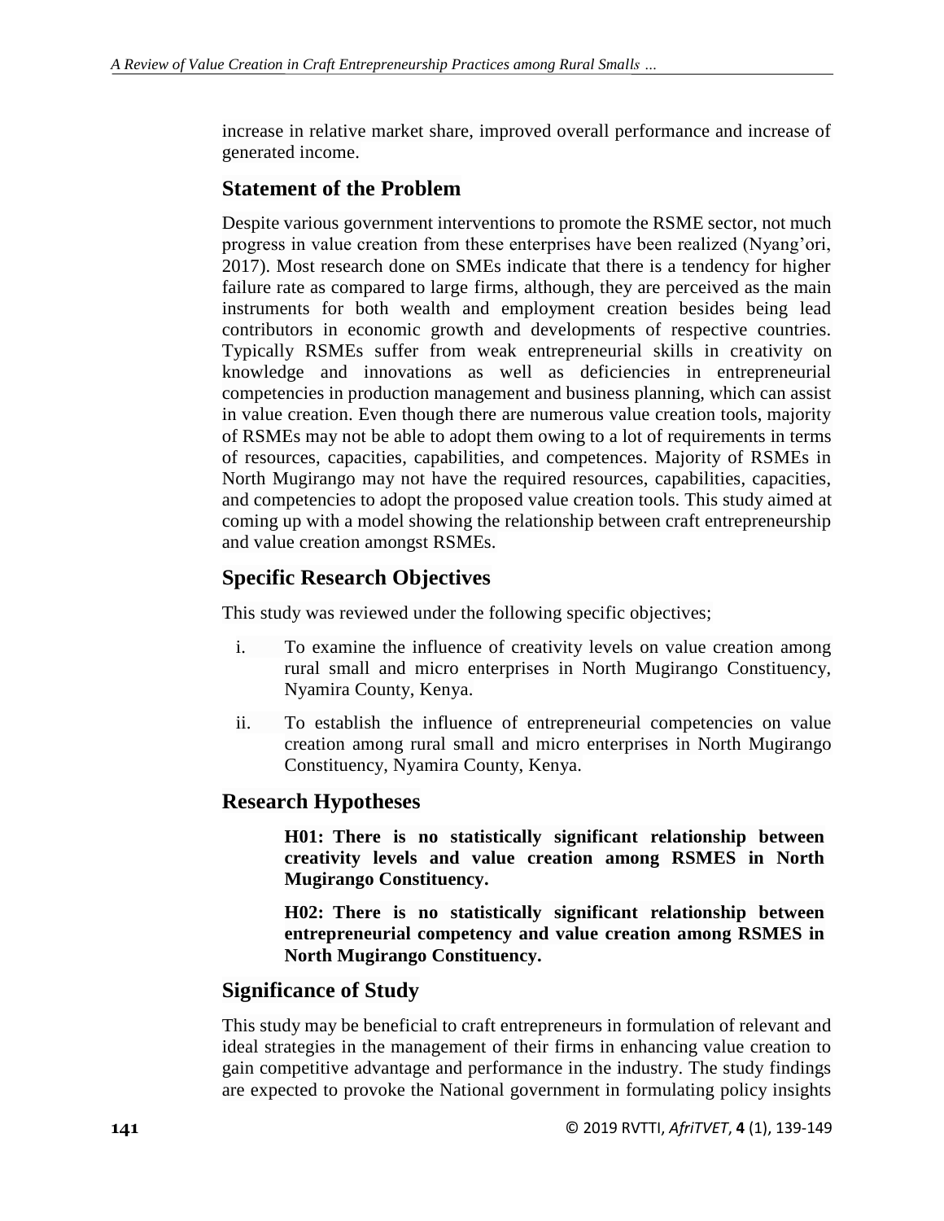increase in relative market share, improved overall performance and increase of generated income.

## Statement of the Problem

Despite various government interventions to promote the RSME sector, not much progress in value creation from these enterprises have been realized (Nyang'ori, 2017). Most research done on SMEs indicate that there is a tendency for higher failure rate as compared to large firms, although, they are perceived as the main instruments for both wealth and employment creation besides being lead contributors in economic growth and developments of respective countries. Typically RSMEs suffer from weak entrepreneurial skills in creativity on knowledge and innovations as well as deficiencies in entrepreneurial competencies in production management and business planning, which can assist in value creation. Even though there are numerous value creation tools, majority of RSMEs may not be able to adopt them owing to a lot of requirements in terms of resources, capacities, capabilities, and competences. Majority of RSMEs in North Mugirango may not have the required resources, capabilities, capacities, and competencies to adopt the proposed value creation tools. This study aimed at coming up with a model showing the relationship between craft entrepreneurship and value creation amongst RSMEs.

## Specific Research Objectives

This study was reviewed under the following specific objectives;

i. To examine the influence of creativity levels on value creation among rural small and micro enterprises in North Mugirango Constituency, Nyamira County, Kenya.

ii. To establish the influence of entrepreneurial competencies on value creation among rural small and micro enterprises in North Mugirango Constituency, Nyamira County, Kenya.

## Research Hypotheses

**H01: There is no statistically significant relationship between creativity levels and value creation among RSMES in North Mugirango Constituency.**

**H02: There is no statistically significant relationship between entrepreneurial competency and value creation among RSMES in North Mugirango Constituency.**

## Significance of Study

This study may be beneficial to craft entrepreneurs in formulation of relevant and ideal strategies in the management of their firms in enhancing value creation to gain competitive advantage and performance in the industry. The study findings are expected to provoke the National government in formulating policy insights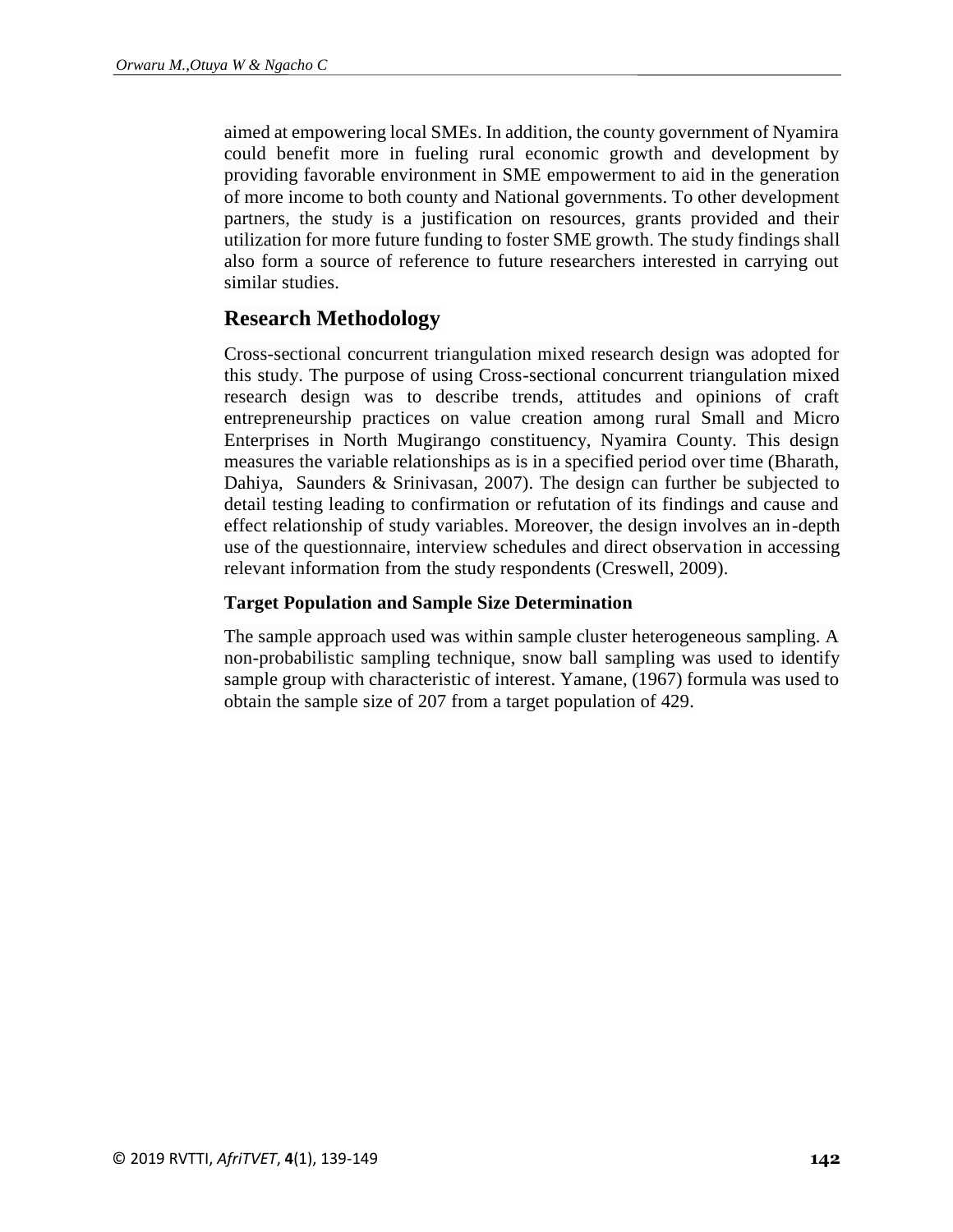aimed at empowering local SMEs. In addition, the county government of Nyamira could benefit more in fueling rural economic growth and development by providing favorable environment in SME empowerment to aid in the generation of more income to both county and National governments. To other development partners, the study is a justification on resources, grants provided and their utilization for more future funding to foster SME growth. The study findings shall also form a source of reference to future researchers interested in carrying out similar studies.

## Research Methodology

Cross-sectional concurrent triangulation mixed research design was adopted for this study. The purpose of using Cross-sectional concurrent triangulation mixed research design was to describe trends, attitudes and opinions of craft entrepreneurship practices on value creation among rural Small and Micro Enterprises in North Mugirango constituency, Nyamira County. This design measures the variable relationships as is in a specified period over time (Bharath, Dahiya, Saunders & Srinivasan, 2007). The design can further be subjected to detail testing leading to confirmation or refutation of its findings and cause and effect relationship of study variables. Moreover, the design involves an in-depth use of the questionnaire, interview schedules and direct observation in accessing relevant information from the study respondents (Creswell, 2009).

### Target Population and Sample Size Determination

The sample approach used was within sample cluster heterogeneous sampling. A non-probabilistic sampling technique, snow ball sampling was used to identify sample group with characteristic of interest. Yamane, (1967) formula was used to obtain the sample size of 207 from a target population of 429.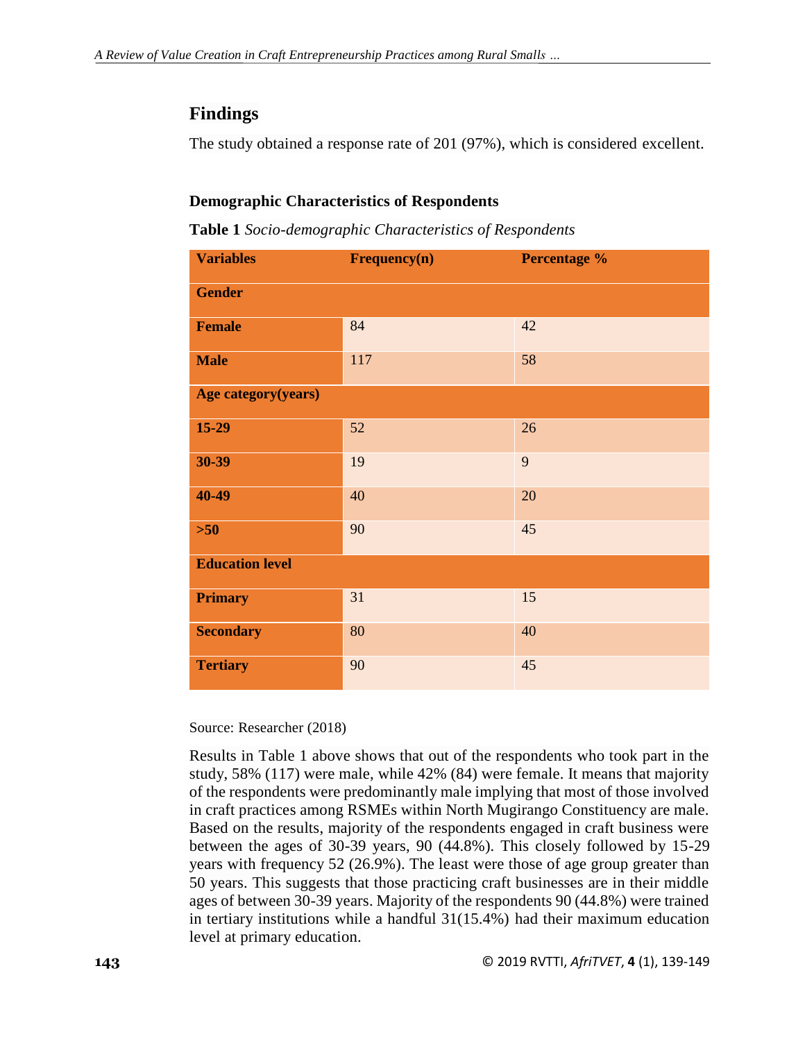## Findings

The study obtained a response rate of 201 (97%), which is considered excellent.

### Demographic Characteristics of Respondents

**Table 1** *Socio-demographic Characteristics of Respondents*

| Variables | Frequency(n) | Percentage % |
|---|---|---|
| **Gender** | | |
| **Female** | 84 | 42 |
| **Male** | 117 | 58 |
| **Age category(years)** | | |
| **15-29** | 52 | 26 |
| **30-39** | 19 | 9 |
| **40-49** | 40 | 20 |
| **>50** | 90 | 45 |
| **Education level** | | |
| **Primary** | 31 | 15 |
| **Secondary** | 80 | 40 |
| **Tertiary** | 90 | 45 |

Source: Researcher (2018)

Results in Table 1 above shows that out of the respondents who took part in the study, 58% (117) were male, while 42% (84) were female. It means that majority of the respondents were predominantly male implying that most of those involved in craft practices among RSMEs within North Mugirango Constituency are male. Based on the results, majority of the respondents engaged in craft business were between the ages of 30-39 years, 90 (44.8%). This closely followed by 15-29 years with frequency 52 (26.9%). The least were those of age group greater than 50 years. This suggests that those practicing craft businesses are in their middle ages of between 30-39 years. Majority of the respondents 90 (44.8%) were trained in tertiary institutions while a handful 31(15.4%) had their maximum education level at primary education.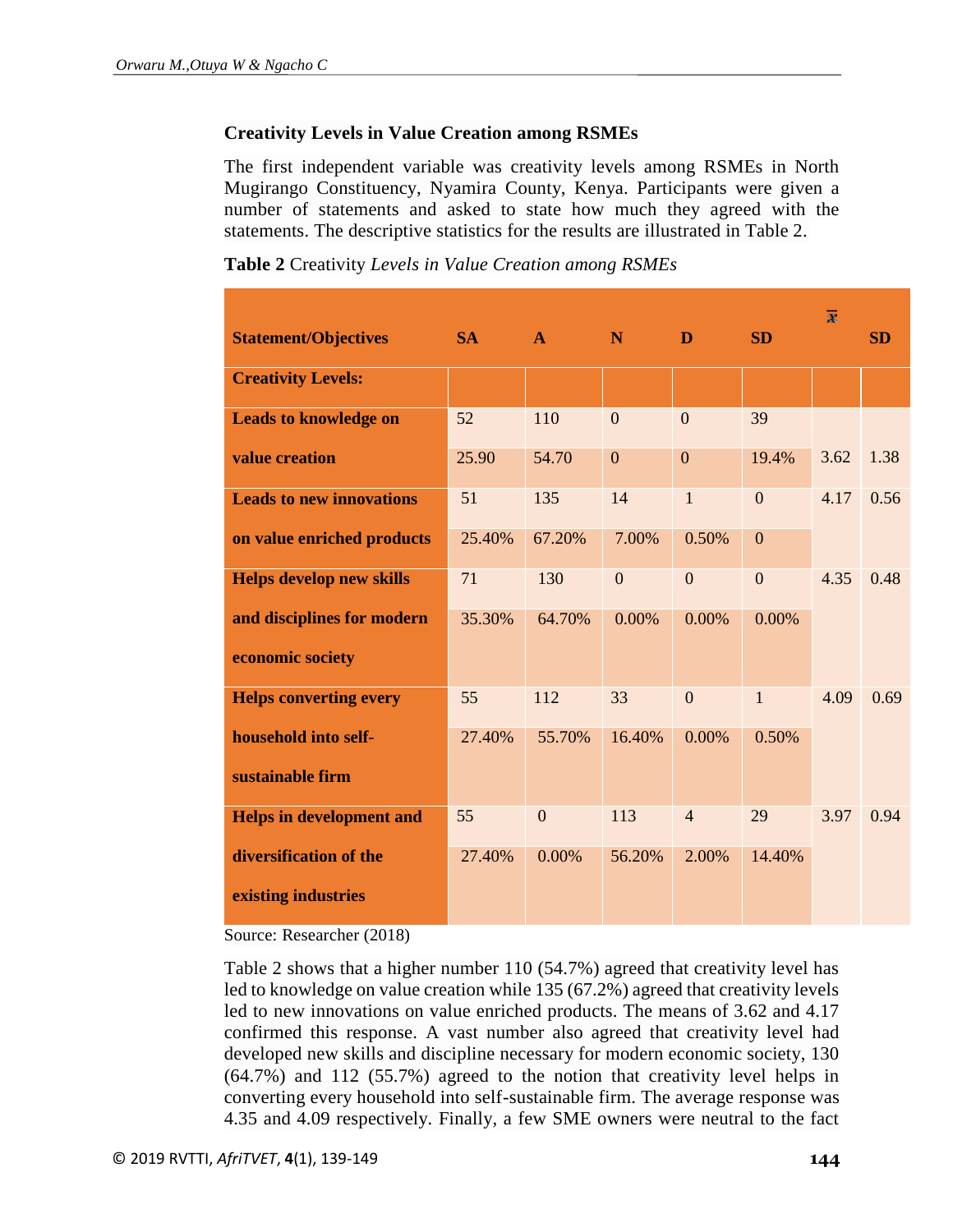### Creativity Levels in Value Creation among RSMEs

The first independent variable was creativity levels among RSMEs in North Mugirango Constituency, Nyamira County, Kenya. Participants were given a number of statements and asked to state how much they agreed with the statements. The descriptive statistics for the results are illustrated in Table 2.

**Table 2** Creativity *Levels in Value Creation among RSMEs*

| Statement/Objectives | SA | A | N | D | SD | $\bar{x}$ | SD |
|---|---|---|---|---|---|---|---|
| **Creativity Levels:** | | | | | | | |
| **Leads to knowledge on value creation** | 52 | 110 | 0 | 0 | 39 | 3.62 | 1.38 |
| | 25.90 | 54.70 | 0 | 0 | 19.4% | | |
| **Leads to new innovations on value enriched products** | 51 | 135 | 14 | 1 | 0 | 4.17 | 0.56 |
| | 25.40% | 67.20% | 7.00% | 0.50% | 0 | | |
| **Helps develop new skills and disciplines for modern economic society** | 71 | 130 | 0 | 0 | 0 | 4.35 | 0.48 |
| | 35.30% | 64.70% | 0.00% | 0.00% | 0.00% | | |
| **Helps converting every household into self-sustainable firm** | 55 | 112 | 33 | 0 | 1 | 4.09 | 0.69 |
| | 27.40% | 55.70% | 16.40% | 0.00% | 0.50% | | |
| **Helps in development and diversification of the existing industries** | 55 | 0 | 113 | 4 | 29 | 3.97 | 0.94 |
| | 27.40% | 0.00% | 56.20% | 2.00% | 14.40% | | |

Source: Researcher (2018)

Table 2 shows that a higher number 110 (54.7%) agreed that creativity level has led to knowledge on value creation while 135 (67.2%) agreed that creativity levels led to new innovations on value enriched products. The means of 3.62 and 4.17 confirmed this response. A vast number also agreed that creativity level had developed new skills and discipline necessary for modern economic society, 130 (64.7%) and 112 (55.7%) agreed to the notion that creativity level helps in converting every household into self-sustainable firm. The average response was 4.35 and 4.09 respectively. Finally, a few SME owners were neutral to the fact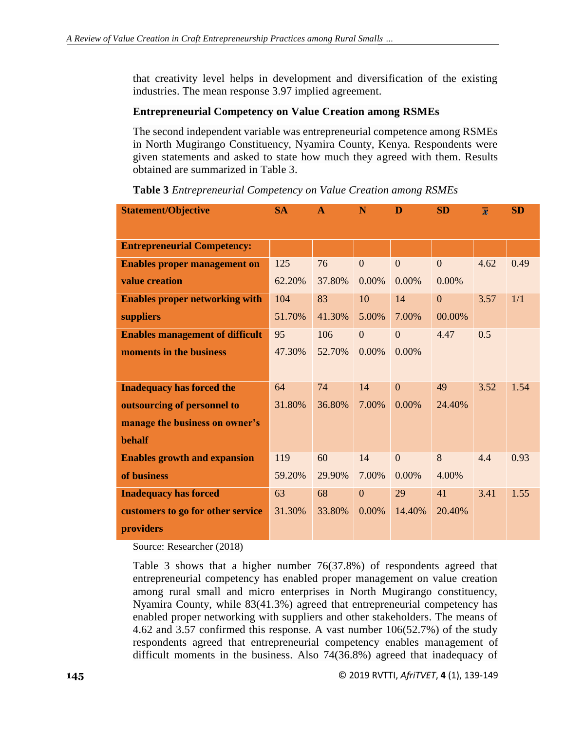that creativity level helps in development and diversification of the existing industries. The mean response 3.97 implied agreement.

**Entrepreneurial Competency on Value Creation among RSMEs**

The second independent variable was entrepreneurial competence among RSMEs in North Mugirango Constituency, Nyamira County, Kenya. Respondents were given statements and asked to state how much they agreed with them. Results obtained are summarized in Table 3.

**Table 3** *Entrepreneurial Competency on Value Creation among RSMEs*

| Statement/Objective | SA | A | N | D | SD | $\bar{x}$ | SD |
|---|---|---|---|---|---|---|---|
| **Entrepreneurial Competency:** | | | | | | | |
| **Enables proper management on value creation** | 125<br>62.20% | 76<br>37.80% | 0<br>0.00% | 0<br>0.00% | 0<br>0.00% | 4.62 | 0.49 |
| **Enables proper networking with suppliers** | 104<br>51.70% | 83<br>41.30% | 10<br>5.00% | 14<br>7.00% | 0<br>00.00% | 3.57 | 1/1 |
| **Enables management of difficult moments in the business** | 95<br>47.30% | 106<br>52.70% | 0<br>0.00% | 0<br>0.00% | 4.47 | 0.5 | |
| **Inadequacy has forced the outsourcing of personnel to manage the business on owner's behalf** | 64<br>31.80% | 74<br>36.80% | 14<br>7.00% | 0<br>0.00% | 49<br>24.40% | 3.52 | 1.54 |
| **Enables growth and expansion of business** | 119<br>59.20% | 60<br>29.90% | 14<br>7.00% | 0<br>0.00% | 8<br>4.00% | 4.4 | 0.93 |
| **Inadequacy has forced customers to go for other service providers** | 63<br>31.30% | 68<br>33.80% | 0<br>0.00% | 29<br>14.40% | 41<br>20.40% | 3.41 | 1.55 |

Source: Researcher (2018)

Table 3 shows that a higher number 76(37.8%) of respondents agreed that entrepreneurial competency has enabled proper management on value creation among rural small and micro enterprises in North Mugirango constituency, Nyamira County, while 83(41.3%) agreed that entrepreneurial competency has enabled proper networking with suppliers and other stakeholders. The means of 4.62 and 3.57 confirmed this response. A vast number 106(52.7%) of the study respondents agreed that entrepreneurial competency enables management of difficult moments in the business. Also 74(36.8%) agreed that inadequacy of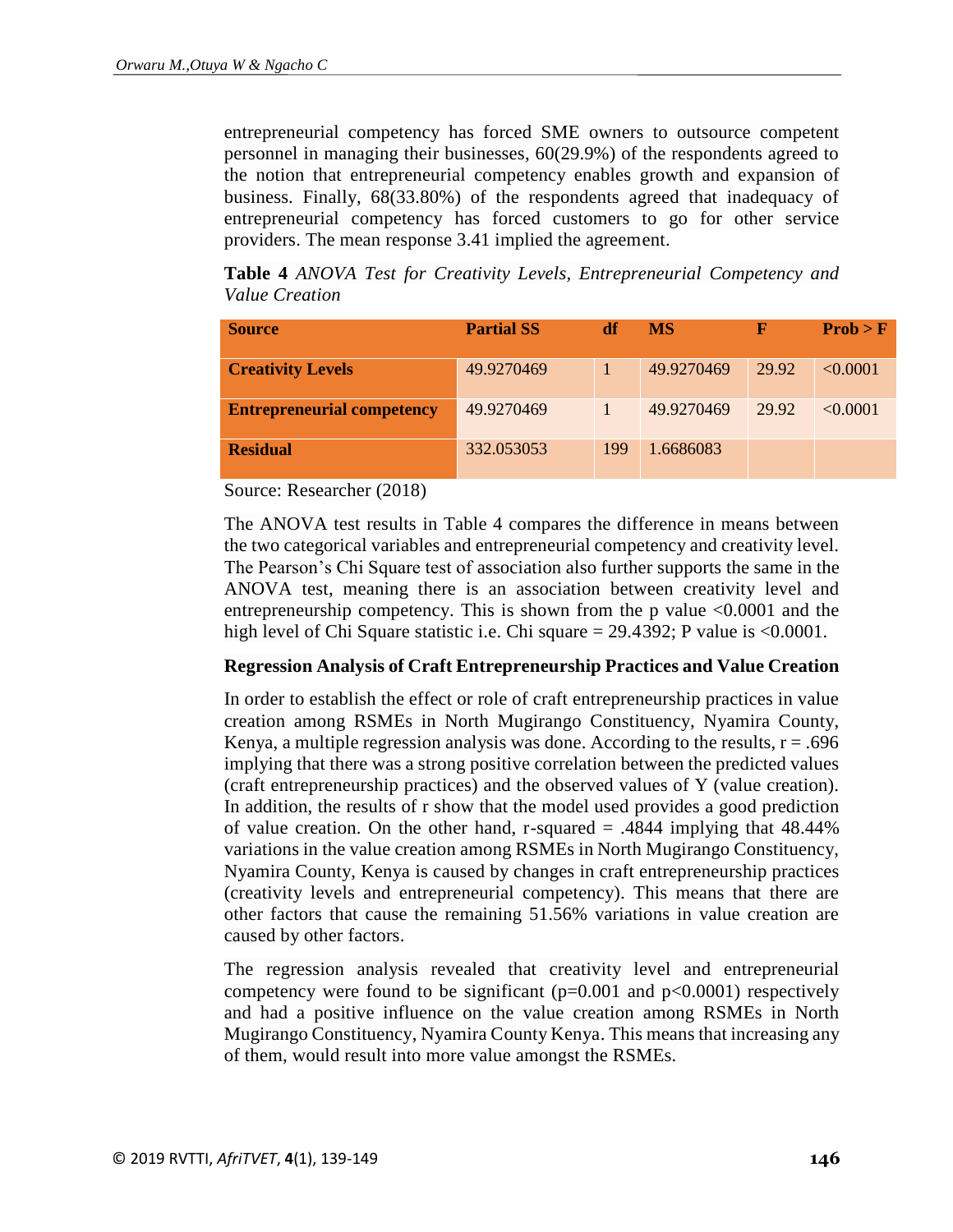entrepreneurial competency has forced SME owners to outsource competent personnel in managing their businesses, 60(29.9%) of the respondents agreed to the notion that entrepreneurial competency enables growth and expansion of business. Finally, 68(33.80%) of the respondents agreed that inadequacy of entrepreneurial competency has forced customers to go for other service providers. The mean response 3.41 implied the agreement.

**Table 4** *ANOVA Test for Creativity Levels, Entrepreneurial Competency and Value Creation*

| Source | Partial SS | df | MS | F | Prob > F |
|---|---|---|---|---|---|
| **Creativity Levels** | 49.9270469 | 1 | 49.9270469 | 29.92 | <0.0001 |
| **Entrepreneurial competency** | 49.9270469 | 1 | 49.9270469 | 29.92 | <0.0001 |
| **Residual** | 332.053053 | 199 | 1.6686083 | | |

Source: Researcher (2018)

The ANOVA test results in Table 4 compares the difference in means between the two categorical variables and entrepreneurial competency and creativity level. The Pearson's Chi Square test of association also further supports the same in the ANOVA test, meaning there is an association between creativity level and entrepreneurship competency. This is shown from the p value <0.0001 and the high level of Chi Square statistic i.e. Chi square = 29.4392; P value is <0.0001.

**Regression Analysis of Craft Entrepreneurship Practices and Value Creation**

In order to establish the effect or role of craft entrepreneurship practices in value creation among RSMEs in North Mugirango Constituency, Nyamira County, Kenya, a multiple regression analysis was done. According to the results, r = .696 implying that there was a strong positive correlation between the predicted values (craft entrepreneurship practices) and the observed values of Y (value creation). In addition, the results of r show that the model used provides a good prediction of value creation. On the other hand, r-squared = .4844 implying that 48.44% variations in the value creation among RSMEs in North Mugirango Constituency, Nyamira County, Kenya is caused by changes in craft entrepreneurship practices (creativity levels and entrepreneurial competency). This means that there are other factors that cause the remaining 51.56% variations in value creation are caused by other factors.

The regression analysis revealed that creativity level and entrepreneurial competency were found to be significant (p=0.001 and p<0.0001) respectively and had a positive influence on the value creation among RSMEs in North Mugirango Constituency, Nyamira County Kenya. This means that increasing any of them, would result into more value amongst the RSMEs.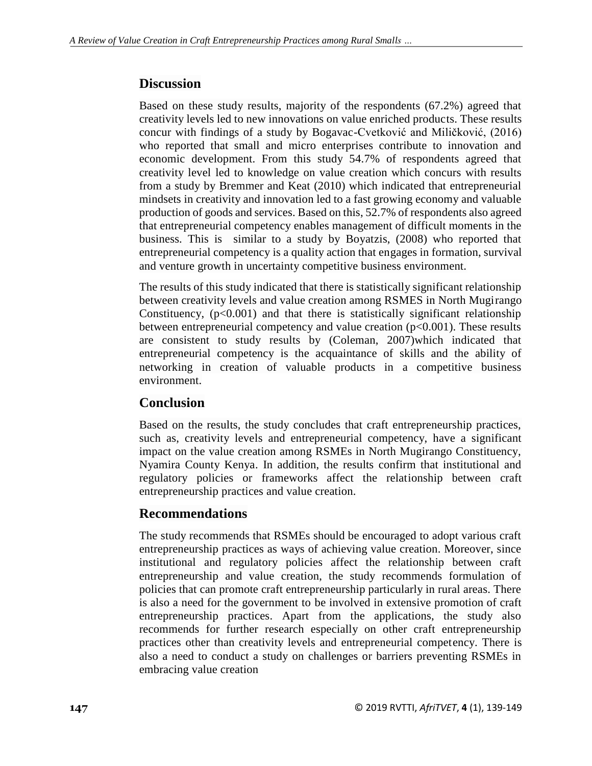## Discussion

Based on these study results, majority of the respondents (67.2%) agreed that creativity levels led to new innovations on value enriched products. These results concur with findings of a study by Bogavac-Cvetković and Miličković, (2016) who reported that small and micro enterprises contribute to innovation and economic development. From this study 54.7% of respondents agreed that creativity level led to knowledge on value creation which concurs with results from a study by Bremmer and Keat (2010) which indicated that entrepreneurial mindsets in creativity and innovation led to a fast growing economy and valuable production of goods and services. Based on this, 52.7% of respondents also agreed that entrepreneurial competency enables management of difficult moments in the business. This is similar to a study by Boyatzis, (2008) who reported that entrepreneurial competency is a quality action that engages in formation, survival and venture growth in uncertainty competitive business environment.

The results of this study indicated that there is statistically significant relationship between creativity levels and value creation among RSMES in North Mugirango Constituency, ($p<0.001$) and that there is statistically significant relationship between entrepreneurial competency and value creation ($p<0.001$). These results are consistent to study results by (Coleman, 2007)which indicated that entrepreneurial competency is the acquaintance of skills and the ability of networking in creation of valuable products in a competitive business environment.

## Conclusion

Based on the results, the study concludes that craft entrepreneurship practices, such as, creativity levels and entrepreneurial competency, have a significant impact on the value creation among RSMEs in North Mugirango Constituency, Nyamira County Kenya. In addition, the results confirm that institutional and regulatory policies or frameworks affect the relationship between craft entrepreneurship practices and value creation.

## Recommendations

The study recommends that RSMEs should be encouraged to adopt various craft entrepreneurship practices as ways of achieving value creation. Moreover, since institutional and regulatory policies affect the relationship between craft entrepreneurship and value creation, the study recommends formulation of policies that can promote craft entrepreneurship particularly in rural areas. There is also a need for the government to be involved in extensive promotion of craft entrepreneurship practices. Apart from the applications, the study also recommends for further research especially on other craft entrepreneurship practices other than creativity levels and entrepreneurial competency. There is also a need to conduct a study on challenges or barriers preventing RSMEs in embracing value creation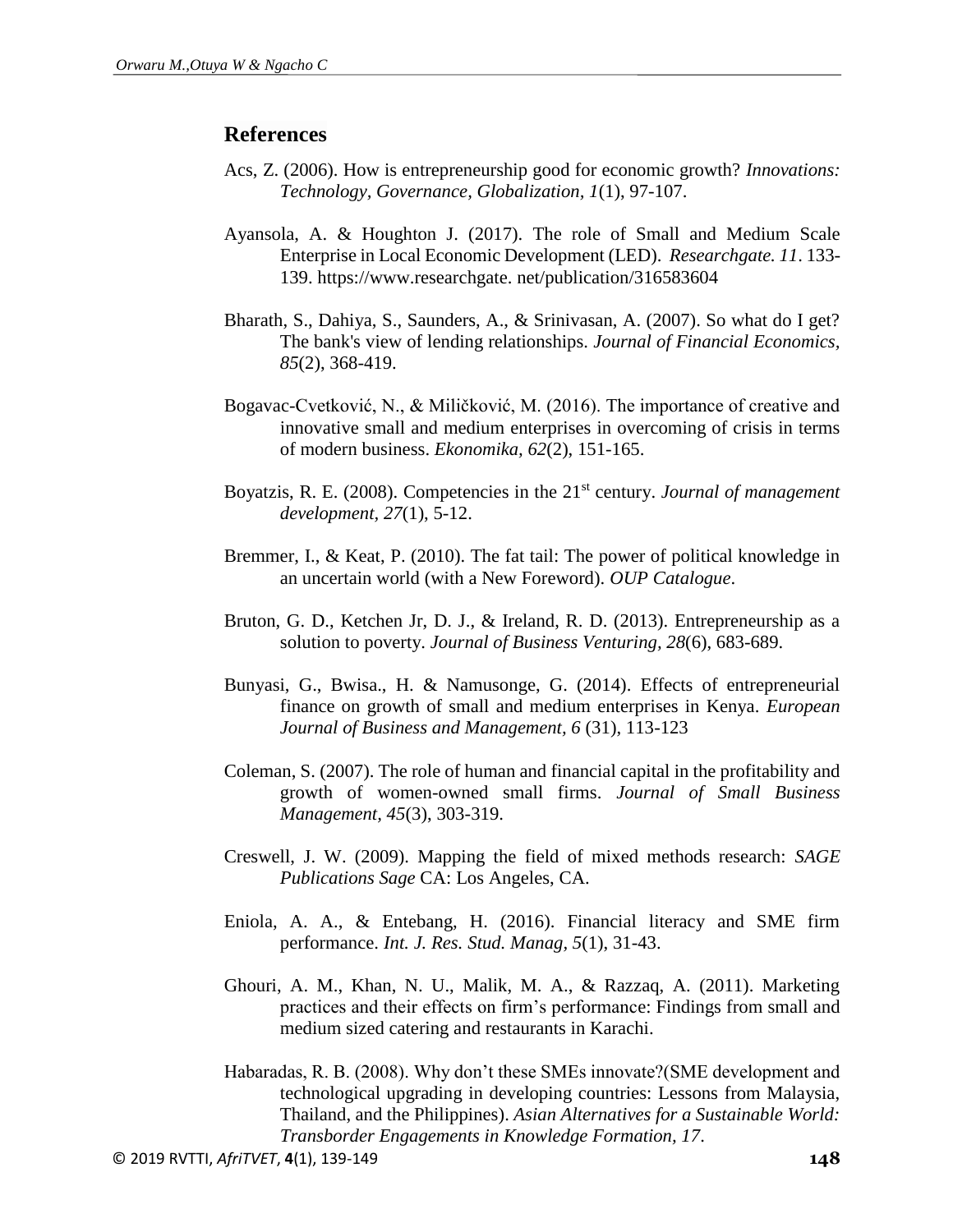## References

Acs, Z. (2006). How is entrepreneurship good for economic growth? *Innovations: Technology, Governance, Globalization, 1*(1), 97-107.

Ayansola, A. & Houghton J. (2017). The role of Small and Medium Scale Enterprise in Local Economic Development (LED). *Researchgate. 11*. 133-139. https://www.researchgate. net/publication/316583604

Bharath, S., Dahiya, S., Saunders, A., & Srinivasan, A. (2007). So what do I get? The bank's view of lending relationships. *Journal of Financial Economics*, *85*(2), 368-419.

Bogavac-Cvetković, N., & Miličković, M. (2016). The importance of creative and innovative small and medium enterprises in overcoming of crisis in terms of modern business. *Ekonomika, 62*(2), 151-165.

Boyatzis, R. E. (2008). Competencies in the 21st century. *Journal of management development, 27*(1), 5-12.

Bremmer, I., & Keat, P. (2010). The fat tail: The power of political knowledge in an uncertain world (with a New Foreword). *OUP Catalogue*.

Bruton, G. D., Ketchen Jr, D. J., & Ireland, R. D. (2013). Entrepreneurship as a solution to poverty. *Journal of Business Venturing, 28*(6), 683-689.

Bunyasi, G., Bwisa., H. & Namusonge, G. (2014). Effects of entrepreneurial finance on growth of small and medium enterprises in Kenya. *European Journal of Business and Management, 6* (31), 113-123

Coleman, S. (2007). The role of human and financial capital in the profitability and growth of women-owned small firms. *Journal of Small Business Management*, *45*(3), 303-319.

Creswell, J. W. (2009). Mapping the field of mixed methods research: *SAGE Publications Sage* CA: Los Angeles, CA.

Eniola, A. A., & Entebang, H. (2016). Financial literacy and SME firm performance. *Int. J. Res. Stud. Manag, 5*(1), 31-43.

Ghouri, A. M., Khan, N. U., Malik, M. A., & Razzaq, A. (2011). Marketing practices and their effects on firm's performance: Findings from small and medium sized catering and restaurants in Karachi.

Habaradas, R. B. (2008). Why don't these SMEs innovate?(SME development and technological upgrading in developing countries: Lessons from Malaysia, Thailand, and the Philippines). *Asian Alternatives for a Sustainable World: Transborder Engagements in Knowledge Formation, 17*.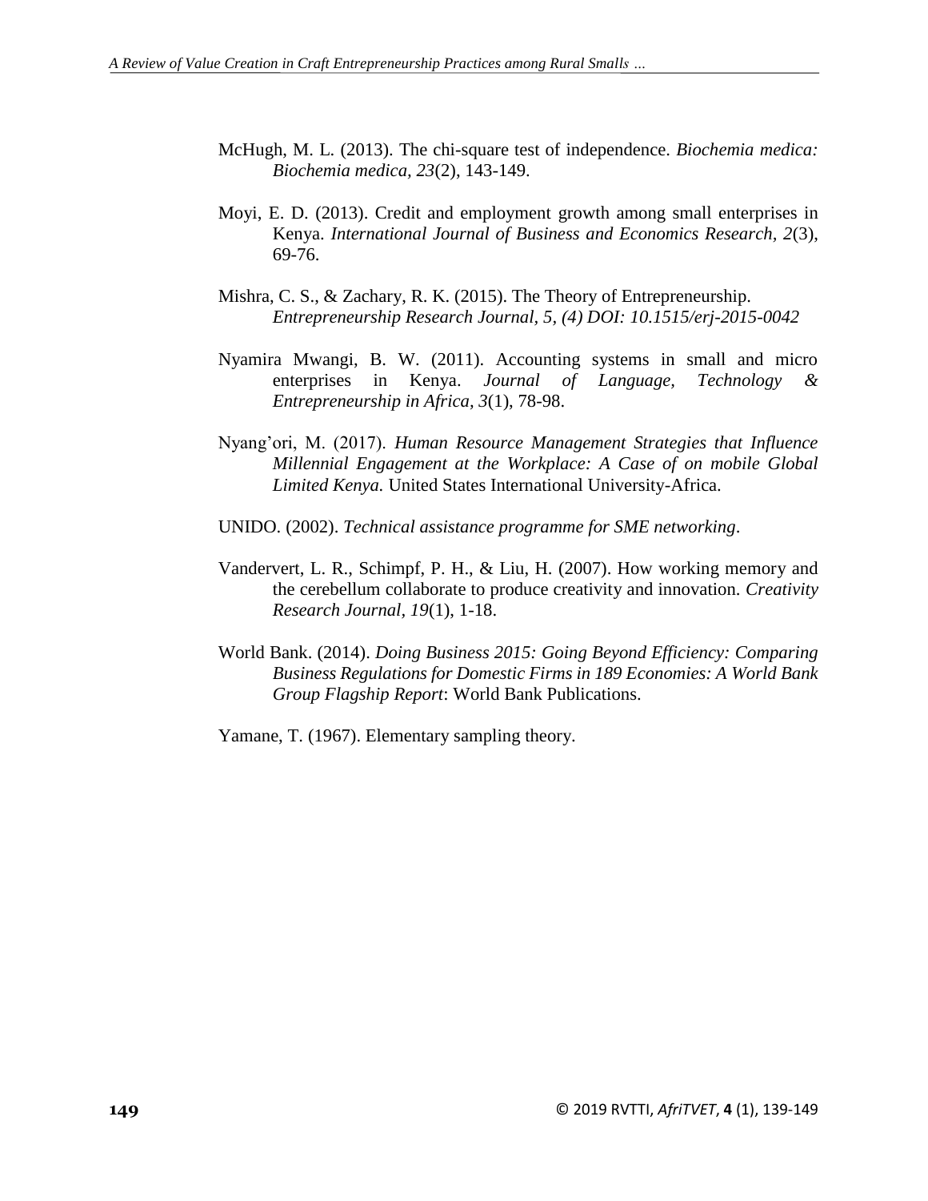McHugh, M. L. (2013). The chi-square test of independence. *Biochemia medica: Biochemia medica, 23*(2), 143-149.

Moyi, E. D. (2013). Credit and employment growth among small enterprises in Kenya. *International Journal of Business and Economics Research, 2*(3), 69-76.

Mishra, C. S., & Zachary, R. K. (2015). The Theory of Entrepreneurship. *Entrepreneurship Research Journal, 5, (4) DOI: 10.1515/erj-2015-0042*

Nyamira Mwangi, B. W. (2011). Accounting systems in small and micro enterprises in Kenya. *Journal of Language, Technology & Entrepreneurship in Africa, 3*(1), 78-98.

Nyang'ori, M. (2017). *Human Resource Management Strategies that Influence Millennial Engagement at the Workplace: A Case of on mobile Global Limited Kenya.* United States International University-Africa.

UNIDO. (2002). *Technical assistance programme for SME networking*.

Vandervert, L. R., Schimpf, P. H., & Liu, H. (2007). How working memory and the cerebellum collaborate to produce creativity and innovation. *Creativity Research Journal, 19*(1), 1-18.

World Bank. (2014). *Doing Business 2015: Going Beyond Efficiency: Comparing Business Regulations for Domestic Firms in 189 Economies: A World Bank Group Flagship Report*: World Bank Publications.

Yamane, T. (1967). Elementary sampling theory.